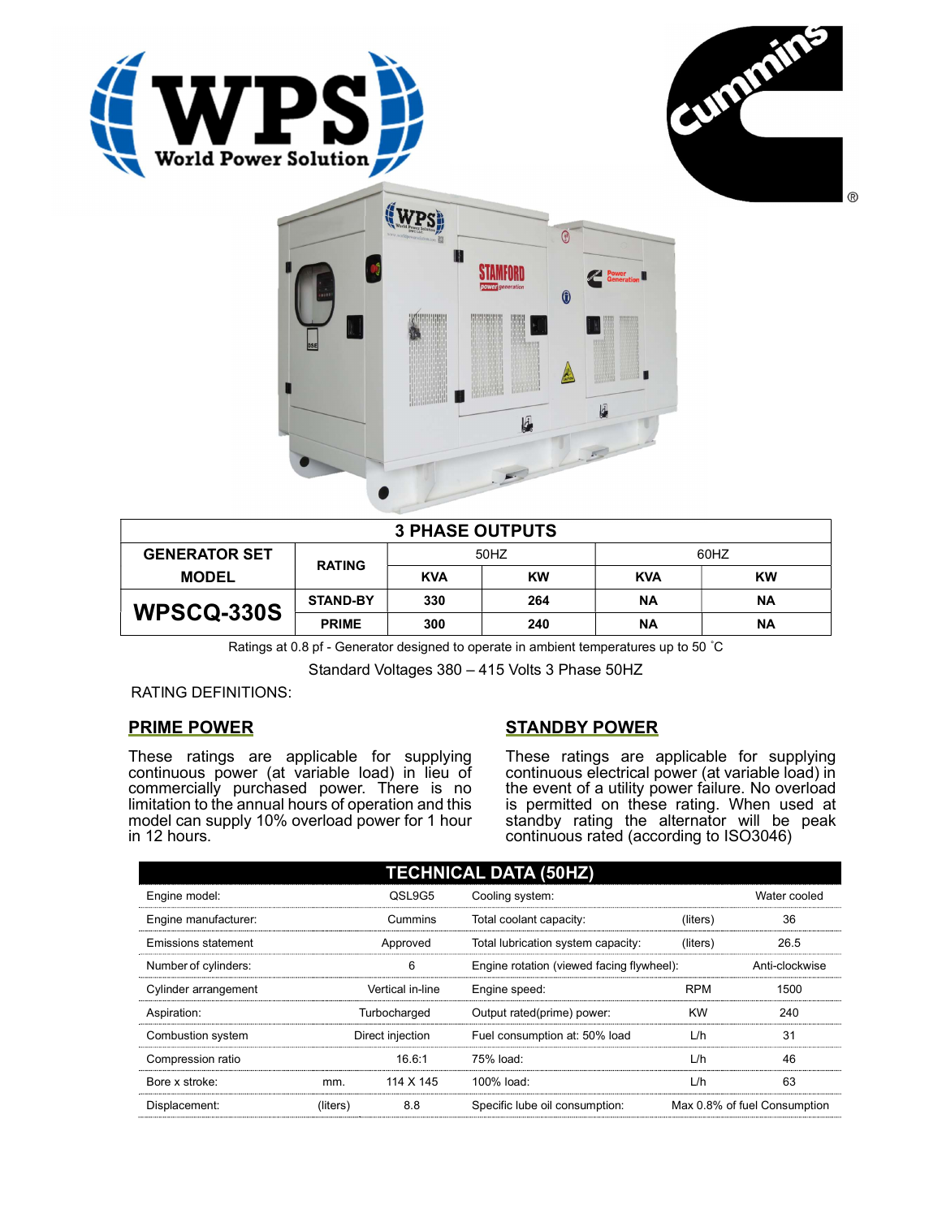# 3 PHASE OUTPUTS

| GENERATOR SET MODEL | RATING | 50HZ | | 60HZ | |
|---|---|---|---|---|---|
| | | KVA | KW | KVA | KW |
| WPSCQ-330S | STAND-BY | 330 | 264 | NA | NA |
| | PRIME | 300 | 240 | NA | NA |

Ratings at 0.8 pf - Generator designed to operate in ambient temperatures up to 50 ˚C

Standard Voltages 380 – 415 Volts 3 Phase 50HZ

RATING DEFINITIONS:

## PRIME POWER

These ratings are applicable for supplying continuous power (at variable load) in lieu of commercially purchased power. There is no limitation to the annual hours of operation and this model can supply 10% overload power for 1 hour in 12 hours.

## STANDBY POWER

These ratings are applicable for supplying continuous electrical power (at variable load) in the event of a utility power failure. No overload is permitted on these rating. When used at standby rating the alternator will be peak continuous rated (according to ISO3046)

## TECHNICAL DATA (50HZ)

| | | | | | |
|---|---|---|---|---|---|
| Engine model: | | QSL9G5 | Cooling system: | | Water cooled |
| Engine manufacturer: | | Cummins | Total coolant capacity: | (liters) | 36 |
| Emissions statement | | Approved | Total lubrication system capacity: | (liters) | 26.5 |
| Number of cylinders: | | 6 | Engine rotation (viewed facing flywheel): | | Anti-clockwise |
| Cylinder arrangement | | Vertical in-line | Engine speed: | RPM | 1500 |
| Aspiration: | | Turbocharged | Output rated(prime) power: | KW | 240 |
| Combustion system | | Direct injection | Fuel consumption at: 50% load | L/h | 31 |
| Compression ratio | | 16.6:1 | 75% load: | L/h | 46 |
| Bore x stroke: | mm. | 114 X 145 | 100% load: | L/h | 63 |
| Displacement: | (liters) | 8.8 | Specific lube oil consumption: | | Max 0.8% of fuel Consumption |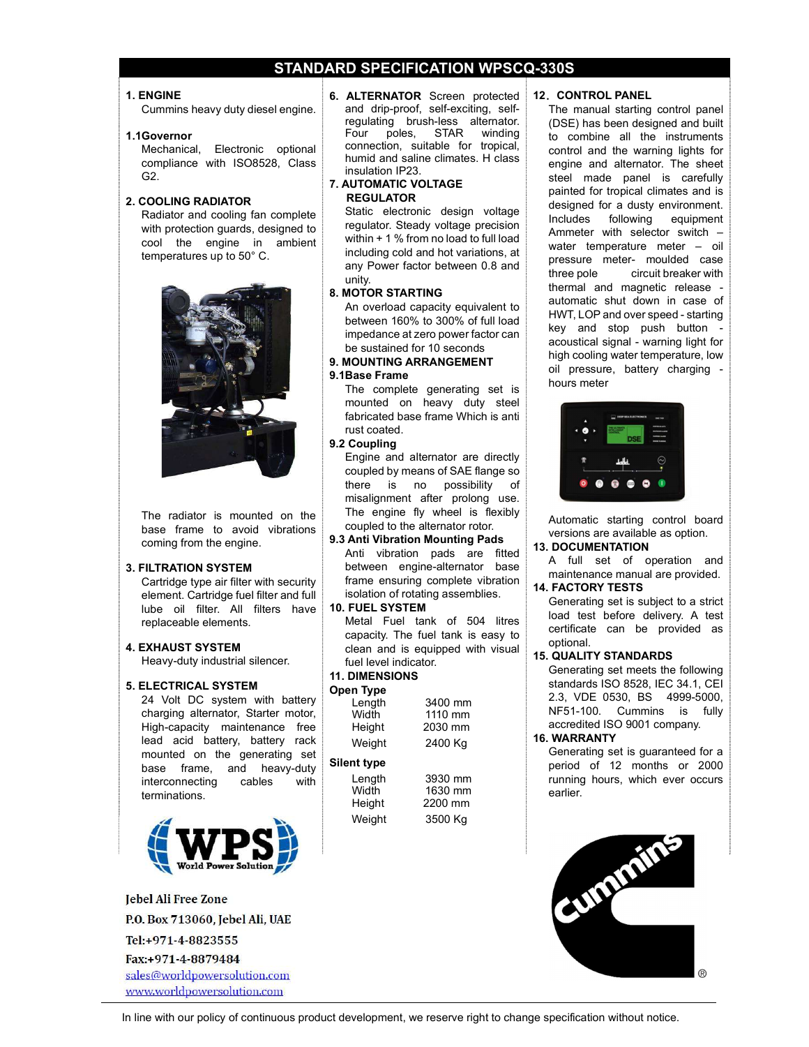# STANDARD SPECIFICATION WPSCQ-330S

**1. ENGINE**

Cummins heavy duty diesel engine.

**1.1Governor**

Mechanical, Electronic optional compliance with ISO8528, Class G2.

**2. COOLING RADIATOR**

Radiator and cooling fan complete with protection guards, designed to cool the engine in ambient temperatures up to 50° C.

The radiator is mounted on the base frame to avoid vibrations coming from the engine.

**3. FILTRATION SYSTEM**

Cartridge type air filter with security element. Cartridge fuel filter and full lube oil filter. All filters have replaceable elements.

**4. EXHAUST SYSTEM**

Heavy-duty industrial silencer.

**5. ELECTRICAL SYSTEM**

24 Volt DC system with battery charging alternator, Starter motor, High-capacity maintenance free lead acid battery, battery rack mounted on the generating set base frame, and heavy-duty interconnecting cables with terminations.

**6. ALTERNATOR** Screen protected and drip-proof, self-exciting, self-regulating brush-less alternator. Four poles, STAR winding connection, suitable for tropical, humid and saline climates. H class insulation IP23.

**7. AUTOMATIC VOLTAGE REGULATOR**

Static electronic design voltage regulator. Steady voltage precision within + 1 % from no load to full load including cold and hot variations, at any Power factor between 0.8 and unity.

**8. MOTOR STARTING**

An overload capacity equivalent to between 160% to 300% of full load impedance at zero power factor can be sustained for 10 seconds

**9. MOUNTING ARRANGEMENT**

**9.1Base Frame**

The complete generating set is mounted on heavy duty steel fabricated base frame Which is anti rust coated.

**9.2 Coupling**

Engine and alternator are directly coupled by means of SAE flange so there is no possibility of misalignment after prolong use. The engine fly wheel is flexibly coupled to the alternator rotor.

**9.3 Anti Vibration Mounting Pads**

Anti vibration pads are fitted between engine-alternator base frame ensuring complete vibration isolation of rotating assemblies.

**10. FUEL SYSTEM**

Metal Fuel tank of 504 litres capacity. The fuel tank is easy to clean and is equipped with visual fuel level indicator.

**11. DIMENSIONS**

**Open Type**

| | |
|---|---|
| Length | 3400 mm |
| Width | 1110 mm |
| Height | 2030 mm |
| Weight | 2400 Kg |

**Silent type**

| | |
|---|---|
| Length | 3930 mm |
| Width | 1630 mm |
| Height | 2200 mm |
| Weight | 3500 Kg |

**12. CONTROL PANEL**

The manual starting control panel (DSE) has been designed and built to combine all the instruments control and the warning lights for engine and alternator. The sheet steel made panel is carefully painted for tropical climates and is designed for a dusty environment. Includes following equipment Ammeter with selector switch – water temperature meter – oil pressure meter- moulded case three pole circuit breaker with thermal and magnetic release - automatic shut down in case of HWT, LOP and over speed - starting key and stop push button - acoustical signal - warning light for high cooling water temperature, low oil pressure, battery charging - hours meter

Automatic starting control board versions are available as option.

**13. DOCUMENTATION**

A full set of operation and maintenance manual are provided.

**14. FACTORY TESTS**

Generating set is subject to a strict load test before delivery. A test certificate can be provided as optional.

**15. QUALITY STANDARDS**

Generating set meets the following standards ISO 8528, IEC 34.1, CEI 2.3, VDE 0530, BS 4999-5000, NF51-100. Cummins is fully accredited ISO 9001 company.

**16. WARRANTY**

Generating set is guaranteed for a period of 12 months or 2000 running hours, which ever occurs earlier.

WPS World Power Solution

Jebel Ali Free Zone
P.O. Box 713060, Jebel Ali, UAE
Tel:+971-4-8823555
Fax:+971-4-8879484
sales@worldpowersolution.com
www.worldpowersolution.com

Cummins®

In line with our policy of continuous product development, we reserve right to change specification without notice.